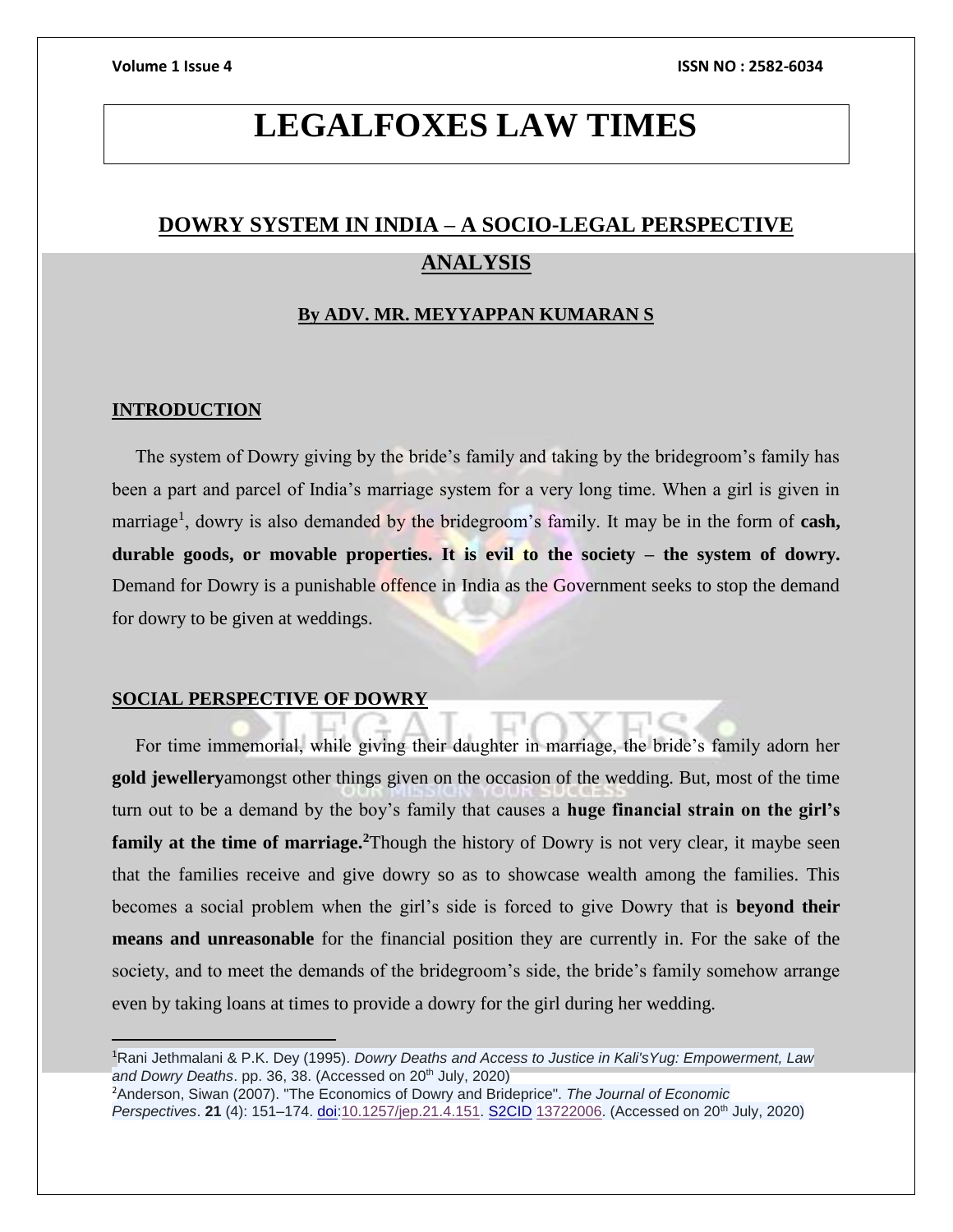# LEGALFOXES LAW TIMES

## DOWRY SYSTEM IN INDIA – A SOCIO-LEGAL PERSPECTIVE ANALYSIS

**By ADV. MR. MEYYAPPAN KUMARAN S**

### INTRODUCTION

The system of Dowry giving by the bride's family and taking by the bridegroom's family has been a part and parcel of India's marriage system for a very long time. When a girl is given in marriage[1], dowry is also demanded by the bridegroom's family. It may be in the form of **cash, durable goods, or movable properties. It is evil to the society – the system of dowry.** Demand for Dowry is a punishable offence in India as the Government seeks to stop the demand for dowry to be given at weddings.

### SOCIAL PERSPECTIVE OF DOWRY

For time immemorial, while giving their daughter in marriage, the bride's family adorn her **gold jewellery**amongst other things given on the occasion of the wedding. But, most of the time turn out to be a demand by the boy's family that causes a **huge financial strain on the girl's family at the time of marriage.**[2]Though the history of Dowry is not very clear, it maybe seen that the families receive and give dowry so as to showcase wealth among the families. This becomes a social problem when the girl's side is forced to give Dowry that is **beyond their means and unreasonable** for the financial position they are currently in. For the sake of the society, and to meet the demands of the bridegroom's side, the bride's family somehow arrange even by taking loans at times to provide a dowry for the girl during her wedding.

---

[1]Rani Jethmalani & P.K. Dey (1995). *Dowry Deaths and Access to Justice in Kali'sYug: Empowerment, Law and Dowry Deaths*. pp. 36, 38. (Accessed on 20th July, 2020)

[2]Anderson, Siwan (2007). "The Economics of Dowry and Brideprice". *The Journal of Economic Perspectives*. **21** (4): 151–174. doi:10.1257/jep.21.4.151. S2CID 13722006. (Accessed on 20th July, 2020)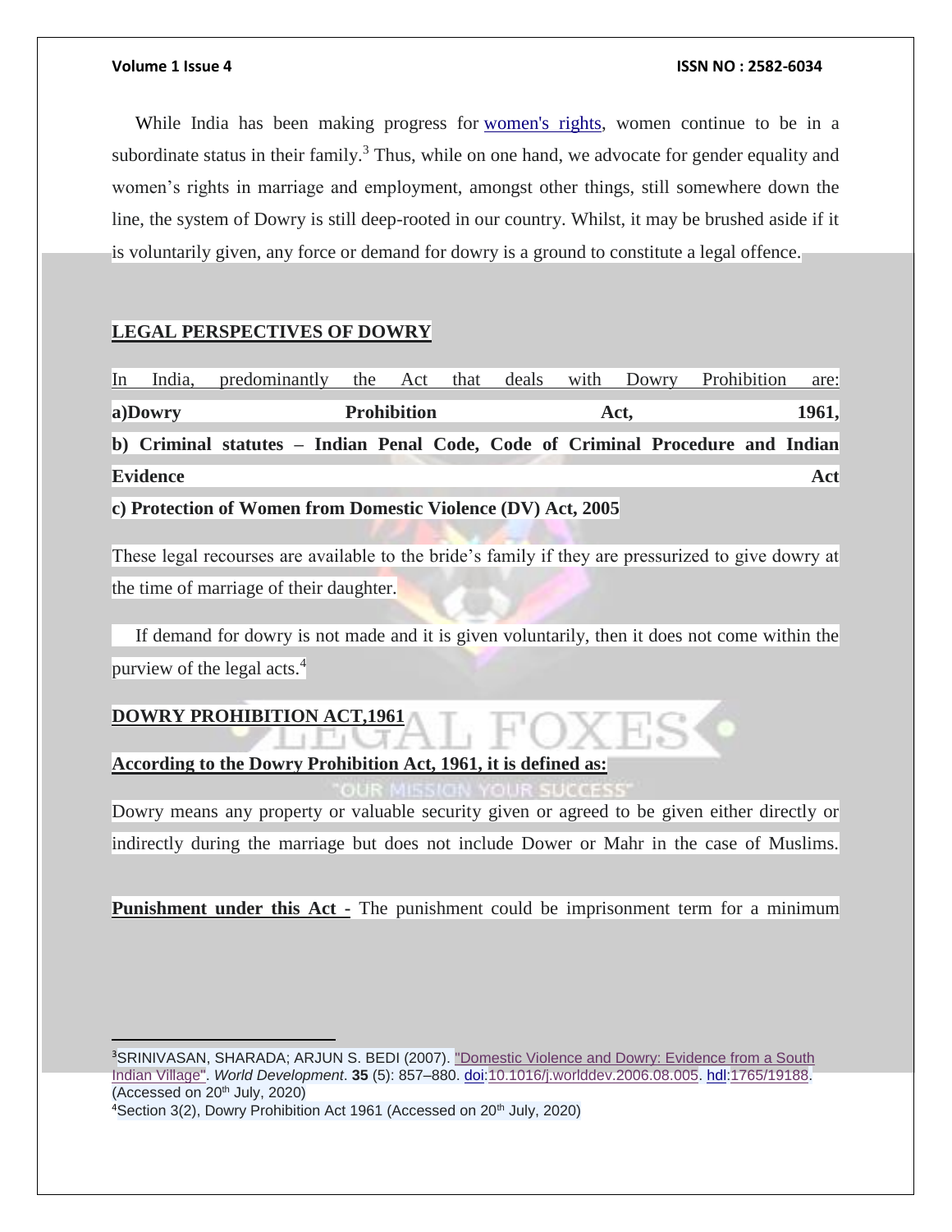While India has been making progress for women's rights, women continue to be in a subordinate status in their family.[3] Thus, while on one hand, we advocate for gender equality and women's rights in marriage and employment, amongst other things, still somewhere down the line, the system of Dowry is still deep-rooted in our country. Whilst, it may be brushed aside if it is voluntarily given, any force or demand for dowry is a ground to constitute a legal offence.

## LEGAL PERSPECTIVES OF DOWRY

In India, predominantly the Act that deals with Dowry Prohibition are:

**a)Dowry Prohibition Act, 1961,**

**b) Criminal statutes – Indian Penal Code, Code of Criminal Procedure and Indian Evidence Act**

**c) Protection of Women from Domestic Violence (DV) Act, 2005**

These legal recourses are available to the bride's family if they are pressurized to give dowry at the time of marriage of their daughter.

If demand for dowry is not made and it is given voluntarily, then it does not come within the purview of the legal acts.[4]

## DOWRY PROHIBITION ACT,1961

**According to the Dowry Prohibition Act, 1961, it is defined as:**

Dowry means any property or valuable security given or agreed to be given either directly or indirectly during the marriage but does not include Dower or Mahr in the case of Muslims.

**Punishment under this Act -** The punishment could be imprisonment term for a minimum

---

[3] SRINIVASAN, SHARADA; ARJUN S. BEDI (2007). "Domestic Violence and Dowry: Evidence from a South Indian Village". *World Development*. **35** (5): 857–880. doi:10.1016/j.worlddev.2006.08.005. hdl:1765/19188. (Accessed on 20th July, 2020)

[4] Section 3(2), Dowry Prohibition Act 1961 (Accessed on 20th July, 2020)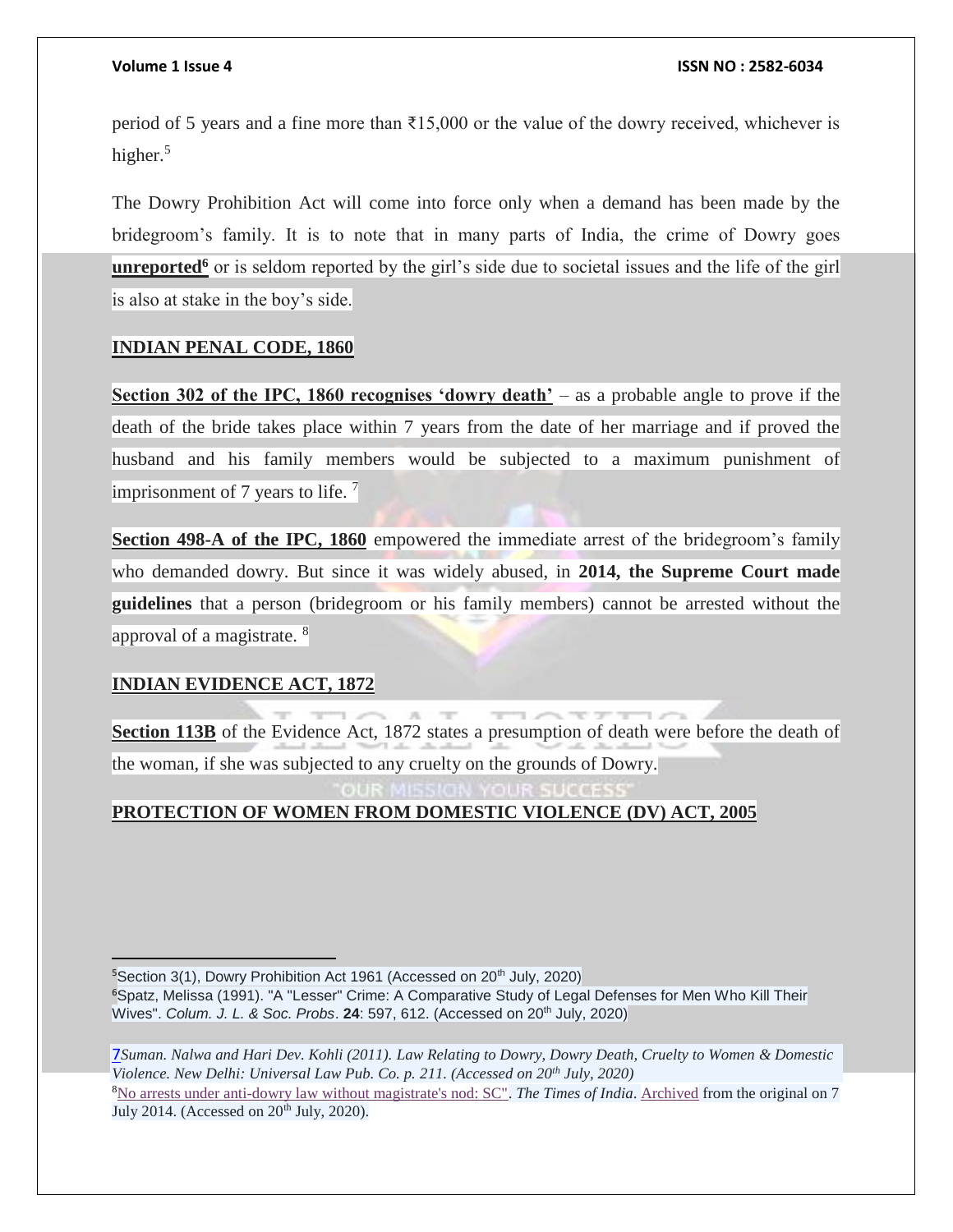period of 5 years and a fine more than ₹15,000 or the value of the dowry received, whichever is higher.[5]

The Dowry Prohibition Act will come into force only when a demand has been made by the bridegroom's family. It is to note that in many parts of India, the crime of Dowry goes **unreported**[6] or is seldom reported by the girl's side due to societal issues and the life of the girl is also at stake in the boy's side.

## INDIAN PENAL CODE, 1860

**Section 302 of the IPC, 1860 recognises 'dowry death'** – as a probable angle to prove if the death of the bride takes place within 7 years from the date of her marriage and if proved the husband and his family members would be subjected to a maximum punishment of imprisonment of 7 years to life. [7]

**Section 498-A of the IPC, 1860** empowered the immediate arrest of the bridegroom's family who demanded dowry. But since it was widely abused, in **2014, the Supreme Court made guidelines** that a person (bridegroom or his family members) cannot be arrested without the approval of a magistrate. [8]

## INDIAN EVIDENCE ACT, 1872

**Section 113B** of the Evidence Act, 1872 states a presumption of death were before the death of the woman, if she was subjected to any cruelty on the grounds of Dowry.

## PROTECTION OF WOMEN FROM DOMESTIC VIOLENCE (DV) ACT, 2005

---

[5]Section 3(1), Dowry Prohibition Act 1961 (Accessed on 20th July, 2020)

[6]Spatz, Melissa (1991). "A "Lesser" Crime: A Comparative Study of Legal Defenses for Men Who Kill Their Wives". *Colum. J. L. & Soc. Probs*. **24**: 597, 612. (Accessed on 20th July, 2020)

[7]*Suman. Nalwa and Hari Dev. Kohli (2011). Law Relating to Dowry, Dowry Death, Cruelty to Women & Domestic Violence. New Delhi: Universal Law Pub. Co. p. 211. (Accessed on 20th July, 2020)*

[8]No arrests under anti-dowry law without magistrate's nod: SC". *The Times of India*. Archived from the original on 7 July 2014. (Accessed on 20th July, 2020).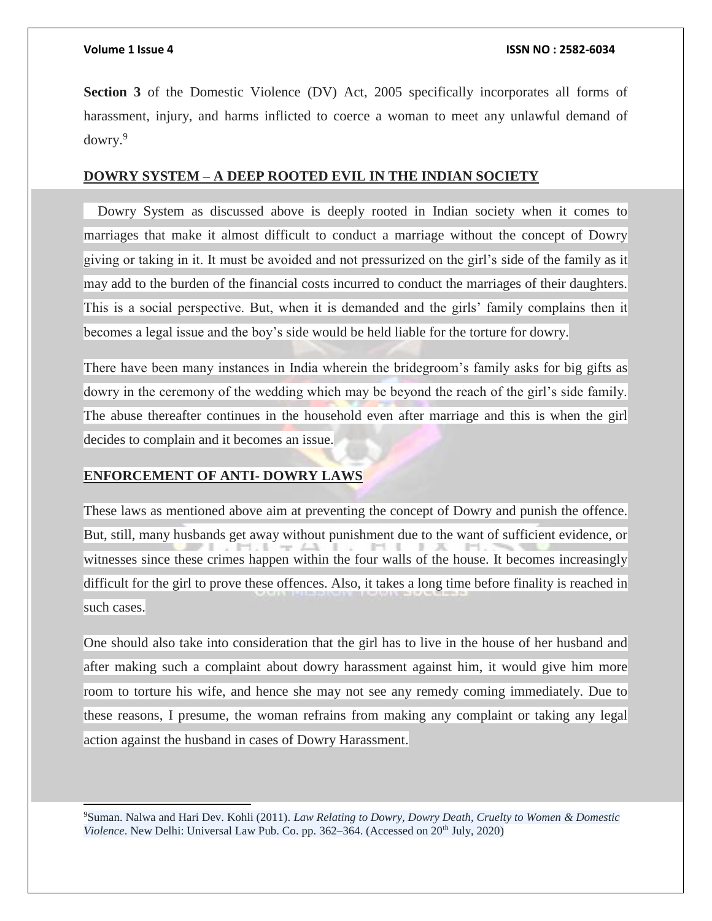**Section 3** of the Domestic Violence (DV) Act, 2005 specifically incorporates all forms of harassment, injury, and harms inflicted to coerce a woman to meet any unlawful demand of dowry.[9]

## DOWRY SYSTEM – A DEEP ROOTED EVIL IN THE INDIAN SOCIETY

Dowry System as discussed above is deeply rooted in Indian society when it comes to marriages that make it almost difficult to conduct a marriage without the concept of Dowry giving or taking in it. It must be avoided and not pressurized on the girl's side of the family as it may add to the burden of the financial costs incurred to conduct the marriages of their daughters. This is a social perspective. But, when it is demanded and the girls' family complains then it becomes a legal issue and the boy's side would be held liable for the torture for dowry.

There have been many instances in India wherein the bridegroom's family asks for big gifts as dowry in the ceremony of the wedding which may be beyond the reach of the girl's side family. The abuse thereafter continues in the household even after marriage and this is when the girl decides to complain and it becomes an issue.

## ENFORCEMENT OF ANTI- DOWRY LAWS

These laws as mentioned above aim at preventing the concept of Dowry and punish the offence. But, still, many husbands get away without punishment due to the want of sufficient evidence, or witnesses since these crimes happen within the four walls of the house. It becomes increasingly difficult for the girl to prove these offences. Also, it takes a long time before finality is reached in such cases.

One should also take into consideration that the girl has to live in the house of her husband and after making such a complaint about dowry harassment against him, it would give him more room to torture his wife, and hence she may not see any remedy coming immediately. Due to these reasons, I presume, the woman refrains from making any complaint or taking any legal action against the husband in cases of Dowry Harassment.

---

[9] Suman. Nalwa and Hari Dev. Kohli (2011). *Law Relating to Dowry, Dowry Death, Cruelty to Women & Domestic Violence*. New Delhi: Universal Law Pub. Co. pp. 362–364. (Accessed on 20th July, 2020)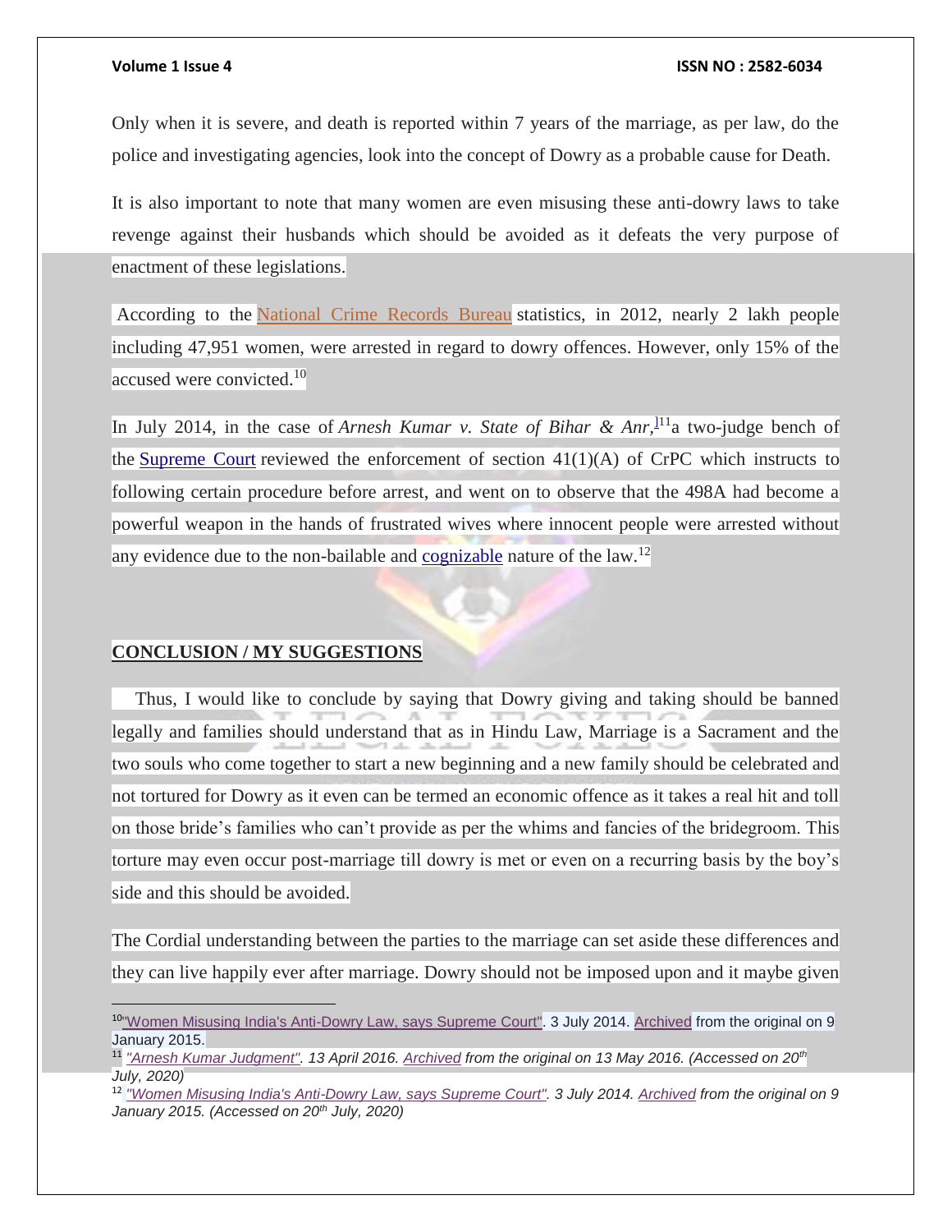Only when it is severe, and death is reported within 7 years of the marriage, as per law, do the police and investigating agencies, look into the concept of Dowry as a probable cause for Death.

It is also important to note that many women are even misusing these anti-dowry laws to take revenge against their husbands which should be avoided as it defeats the very purpose of enactment of these legislations.

According to the National Crime Records Bureau statistics, in 2012, nearly 2 lakh people including 47,951 women, were arrested in regard to dowry offences. However, only 15% of the accused were convicted.[10]

In July 2014, in the case of *Arnesh Kumar v. State of Bihar & Anr*,[11] a two-judge bench of the Supreme Court reviewed the enforcement of section 41(1)(A) of CrPC which instructs to following certain procedure before arrest, and went on to observe that the 498A had become a powerful weapon in the hands of frustrated wives where innocent people were arrested without any evidence due to the non-bailable and cognizable nature of the law.[12]

## CONCLUSION / MY SUGGESTIONS

Thus, I would like to conclude by saying that Dowry giving and taking should be banned legally and families should understand that as in Hindu Law, Marriage is a Sacrament and the two souls who come together to start a new beginning and a new family should be celebrated and not tortured for Dowry as it even can be termed an economic offence as it takes a real hit and toll on those bride's families who can't provide as per the whims and fancies of the bridegroom. This torture may even occur post-marriage till dowry is met or even on a recurring basis by the boy's side and this should be avoided.

The Cordial understanding between the parties to the marriage can set aside these differences and they can live happily ever after marriage. Dowry should not be imposed upon and it maybe given

---

[10] "Women Misusing India's Anti-Dowry Law, says Supreme Court". 3 July 2014. Archived from the original on 9 January 2015.

[11] *"Arnesh Kumar Judgment". 13 April 2016. Archived from the original on 13 May 2016. (Accessed on 20th July, 2020)*

[12] *"Women Misusing India's Anti-Dowry Law, says Supreme Court". 3 July 2014. Archived from the original on 9 January 2015. (Accessed on 20th July, 2020)*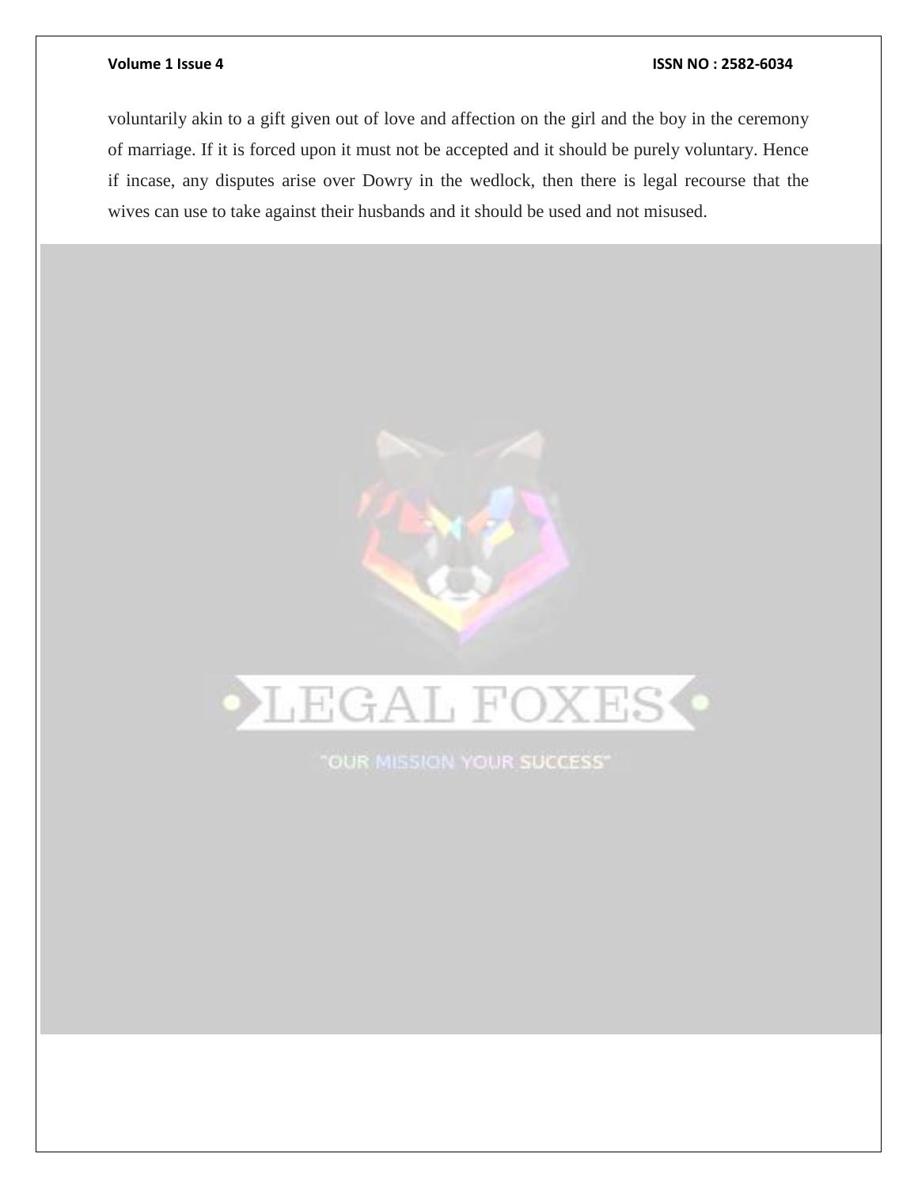voluntarily akin to a gift given out of love and affection on the girl and the boy in the ceremony of marriage. If it is forced upon it must not be accepted and it should be purely voluntary. Hence if incase, any disputes arise over Dowry in the wedlock, then there is legal recourse that the wives can use to take against their husbands and it should be used and not misused.